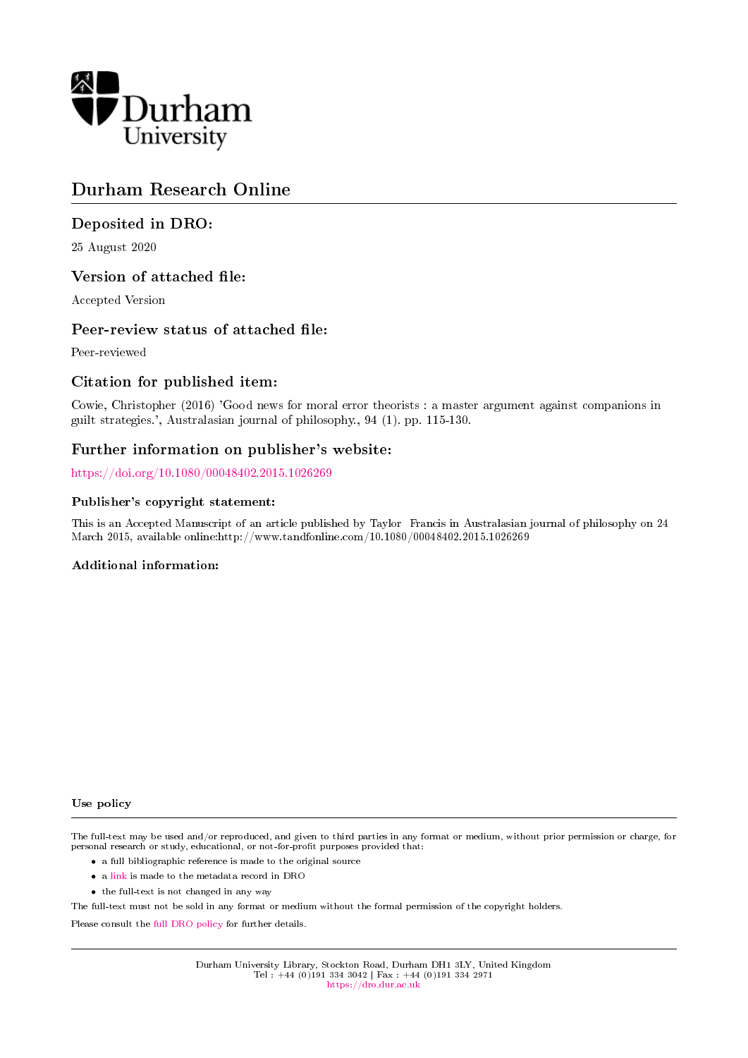Durham University

# Durham Research Online

## Deposited in DRO:

25 August 2020

## Version of attached file:

Accepted Version

## Peer-review status of attached file:

Peer-reviewed

## Citation for published item:

Cowie, Christopher (2016) 'Good news for moral error theorists : a master argument against companions in guilt strategies.', Australasian journal of philosophy., 94 (1). pp. 115-130.

## Further information on publisher's website:

https://doi.org/10.1080/00048402.2015.1026269

### Publisher's copyright statement:

This is an Accepted Manuscript of an article published by Taylor Francis in Australasian journal of philosophy on 24 March 2015, available online:http://www.tandfonline.com/10.1080/00048402.2015.1026269

### Additional information:

#### Use policy

The full-text may be used and/or reproduced, and given to third parties in any format or medium, without prior permission or charge, for personal research or study, educational, or not-for-profit purposes provided that:

- a full bibliographic reference is made to the original source
- a link is made to the metadata record in DRO
- the full-text is not changed in any way

The full-text must not be sold in any format or medium without the formal permission of the copyright holders.

Please consult the full DRO policy for further details.

Durham University Library, Stockton Road, Durham DH1 3LY, United Kingdom
Tel : +44 (0)191 334 3042 | Fax : +44 (0)191 334 2971
https://dro.dur.ac.uk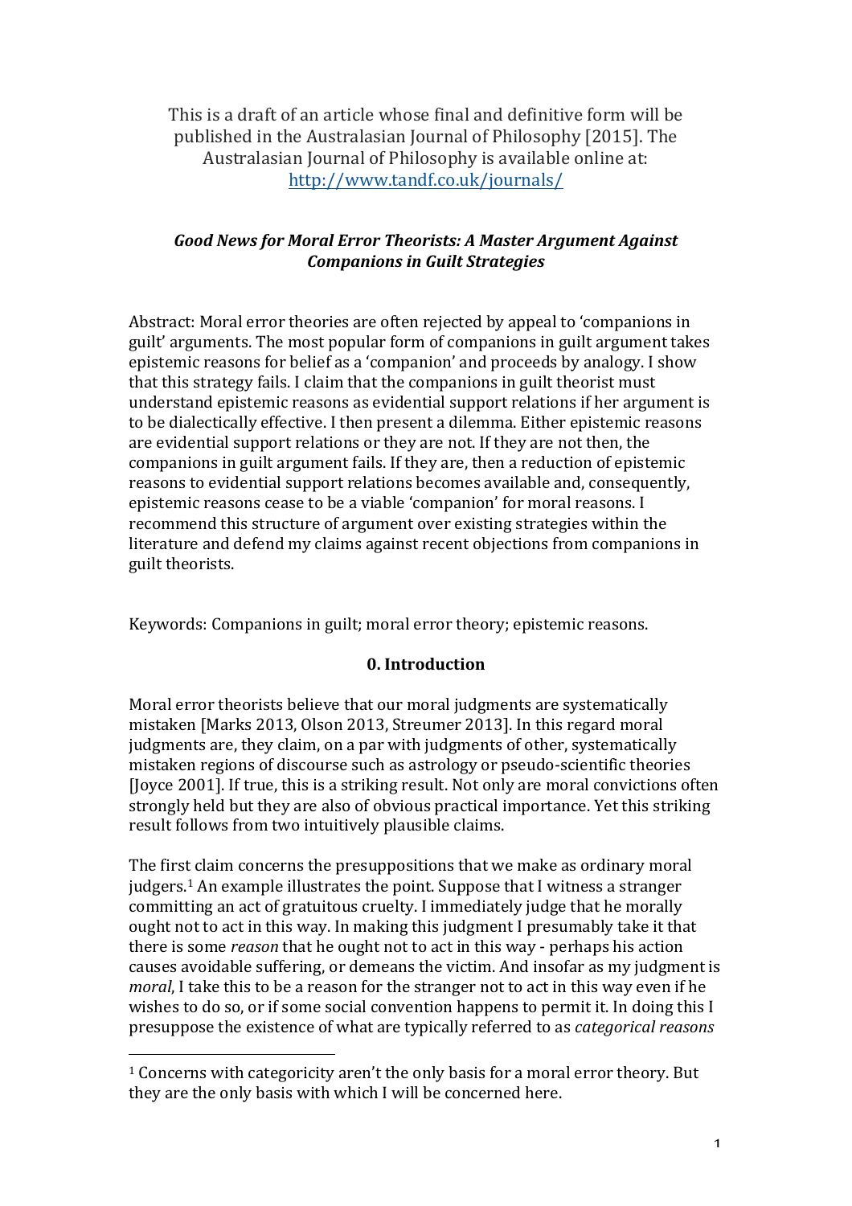This is a draft of an article whose final and definitive form will be published in the Australasian Journal of Philosophy [2015]. The Australasian Journal of Philosophy is available online at: http://www.tandf.co.uk/journals/

### *Good News for Moral Error Theorists: A Master Argument Against Companions in Guilt Strategies*

Abstract: Moral error theories are often rejected by appeal to 'companions in guilt' arguments. The most popular form of companions in guilt argument takes epistemic reasons for belief as a 'companion' and proceeds by analogy. I show that this strategy fails. I claim that the companions in guilt theorist must understand epistemic reasons as evidential support relations if her argument is to be dialectically effective. I then present a dilemma. Either epistemic reasons are evidential support relations or they are not. If they are not then, the companions in guilt argument fails. If they are, then a reduction of epistemic reasons to evidential support relations becomes available and, consequently, epistemic reasons cease to be a viable 'companion' for moral reasons. I recommend this structure of argument over existing strategies within the literature and defend my claims against recent objections from companions in guilt theorists.

Keywords: Companions in guilt; moral error theory; epistemic reasons.

## 0. Introduction

Moral error theorists believe that our moral judgments are systematically mistaken [Marks 2013, Olson 2013, Streumer 2013]. In this regard moral judgments are, they claim, on a par with judgments of other, systematically mistaken regions of discourse such as astrology or pseudo-scientific theories [Joyce 2001]. If true, this is a striking result. Not only are moral convictions often strongly held but they are also of obvious practical importance. Yet this striking result follows from two intuitively plausible claims.

The first claim concerns the presuppositions that we make as ordinary moral judgers.[1] An example illustrates the point. Suppose that I witness a stranger committing an act of gratuitous cruelty. I immediately judge that he morally ought not to act in this way. In making this judgment I presumably take it that there is some *reason* that he ought not to act in this way - perhaps his action causes avoidable suffering, or demeans the victim. And insofar as my judgment is *moral*, I take this to be a reason for the stranger not to act in this way even if he wishes to do so, or if some social convention happens to permit it. In doing this I presuppose the existence of what are typically referred to as *categorical reasons*

[1] Concerns with categoricity aren't the only basis for a moral error theory. But they are the only basis with which I will be concerned here.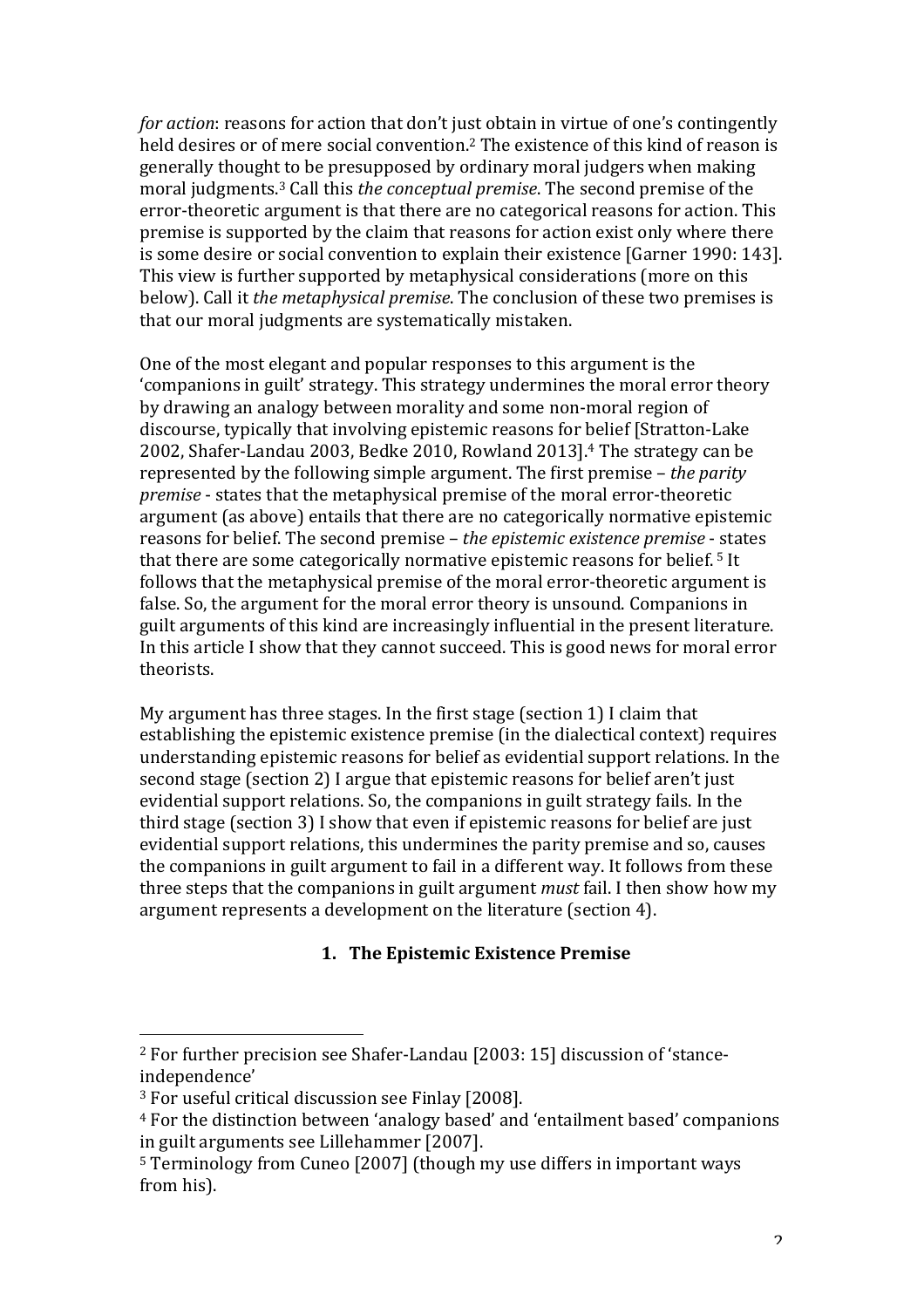*for action*: reasons for action that don't just obtain in virtue of one's contingently held desires or of mere social convention.[2] The existence of this kind of reason is generally thought to be presupposed by ordinary moral judgers when making moral judgments.[3] Call this *the conceptual premise*. The second premise of the error-theoretic argument is that there are no categorical reasons for action. This premise is supported by the claim that reasons for action exist only where there is some desire or social convention to explain their existence [Garner 1990: 143]. This view is further supported by metaphysical considerations (more on this below). Call it *the metaphysical premise*. The conclusion of these two premises is that our moral judgments are systematically mistaken.

One of the most elegant and popular responses to this argument is the 'companions in guilt' strategy. This strategy undermines the moral error theory by drawing an analogy between morality and some non-moral region of discourse, typically that involving epistemic reasons for belief [Stratton-Lake 2002, Shafer-Landau 2003, Bedke 2010, Rowland 2013].[4] The strategy can be represented by the following simple argument. The first premise – *the parity premise* - states that the metaphysical premise of the moral error-theoretic argument (as above) entails that there are no categorically normative epistemic reasons for belief. The second premise – *the epistemic existence premise* - states that there are some categorically normative epistemic reasons for belief. [5] It follows that the metaphysical premise of the moral error-theoretic argument is false. So, the argument for the moral error theory is unsound. Companions in guilt arguments of this kind are increasingly influential in the present literature. In this article I show that they cannot succeed. This is good news for moral error theorists.

My argument has three stages. In the first stage (section 1) I claim that establishing the epistemic existence premise (in the dialectical context) requires understanding epistemic reasons for belief as evidential support relations. In the second stage (section 2) I argue that epistemic reasons for belief aren't just evidential support relations. So, the companions in guilt strategy fails. In the third stage (section 3) I show that even if epistemic reasons for belief are just evidential support relations, this undermines the parity premise and so, causes the companions in guilt argument to fail in a different way. It follows from these three steps that the companions in guilt argument *must* fail. I then show how my argument represents a development on the literature (section 4).

## 1. The Epistemic Existence Premise

---

[2] For further precision see Shafer-Landau [2003: 15] discussion of 'stance-independence'

[3] For useful critical discussion see Finlay [2008].

[4] For the distinction between 'analogy based' and 'entailment based' companions in guilt arguments see Lillehammer [2007].

[5] Terminology from Cuneo [2007] (though my use differs in important ways from his).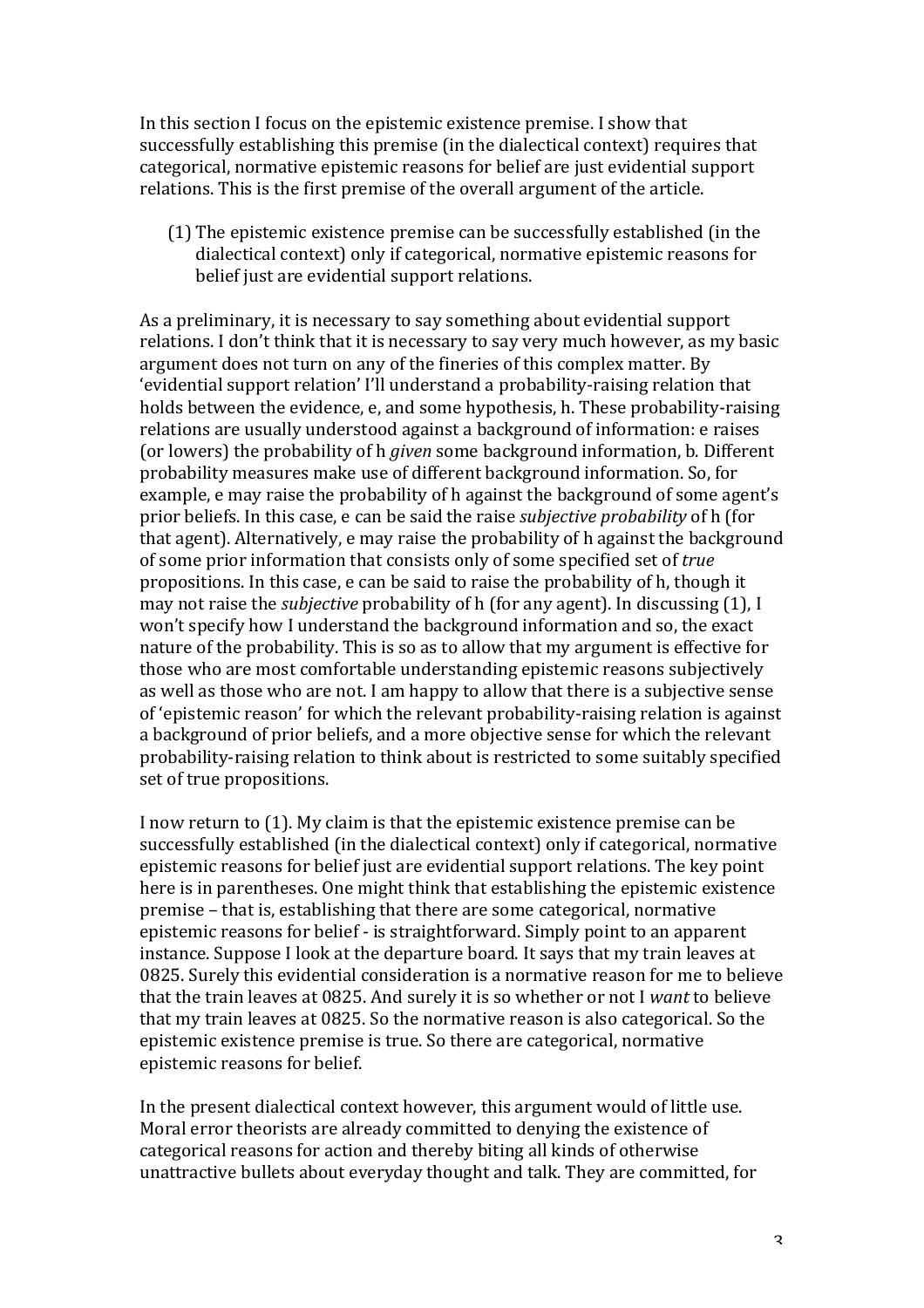In this section I focus on the epistemic existence premise. I show that successfully establishing this premise (in the dialectical context) requires that categorical, normative epistemic reasons for belief are just evidential support relations. This is the first premise of the overall argument of the article.

(1) The epistemic existence premise can be successfully established (in the dialectical context) only if categorical, normative epistemic reasons for belief just are evidential support relations.

As a preliminary, it is necessary to say something about evidential support relations. I don't think that it is necessary to say very much however, as my basic argument does not turn on any of the fineries of this complex matter. By 'evidential support relation' I'll understand a probability-raising relation that holds between the evidence, e, and some hypothesis, h. These probability-raising relations are usually understood against a background of information: e raises (or lowers) the probability of h *given* some background information, b. Different probability measures make use of different background information. So, for example, e may raise the probability of h against the background of some agent's prior beliefs. In this case, e can be said the raise *subjective probability* of h (for that agent). Alternatively, e may raise the probability of h against the background of some prior information that consists only of some specified set of *true* propositions. In this case, e can be said to raise the probability of h, though it may not raise the *subjective* probability of h (for any agent). In discussing (1), I won't specify how I understand the background information and so, the exact nature of the probability. This is so as to allow that my argument is effective for those who are most comfortable understanding epistemic reasons subjectively as well as those who are not. I am happy to allow that there is a subjective sense of 'epistemic reason' for which the relevant probability-raising relation is against a background of prior beliefs, and a more objective sense for which the relevant probability-raising relation to think about is restricted to some suitably specified set of true propositions.

I now return to (1). My claim is that the epistemic existence premise can be successfully established (in the dialectical context) only if categorical, normative epistemic reasons for belief just are evidential support relations. The key point here is in parentheses. One might think that establishing the epistemic existence premise – that is, establishing that there are some categorical, normative epistemic reasons for belief - is straightforward. Simply point to an apparent instance. Suppose I look at the departure board. It says that my train leaves at 0825. Surely this evidential consideration is a normative reason for me to believe that the train leaves at 0825. And surely it is so whether or not I *want* to believe that my train leaves at 0825. So the normative reason is also categorical. So the epistemic existence premise is true. So there are categorical, normative epistemic reasons for belief.

In the present dialectical context however, this argument would of little use. Moral error theorists are already committed to denying the existence of categorical reasons for action and thereby biting all kinds of otherwise unattractive bullets about everyday thought and talk. They are committed, for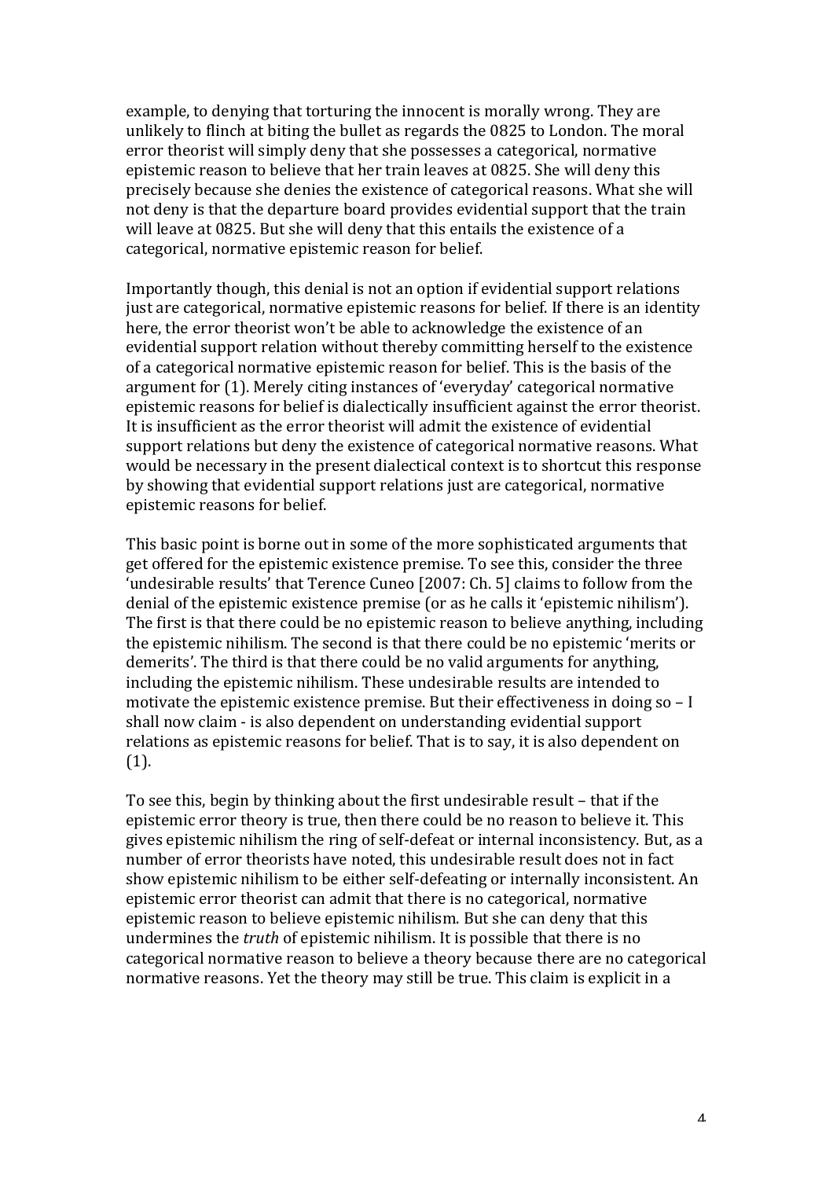example, to denying that torturing the innocent is morally wrong. They are unlikely to flinch at biting the bullet as regards the 0825 to London. The moral error theorist will simply deny that she possesses a categorical, normative epistemic reason to believe that her train leaves at 0825. She will deny this precisely because she denies the existence of categorical reasons. What she will not deny is that the departure board provides evidential support that the train will leave at 0825. But she will deny that this entails the existence of a categorical, normative epistemic reason for belief.

Importantly though, this denial is not an option if evidential support relations just are categorical, normative epistemic reasons for belief. If there is an identity here, the error theorist won't be able to acknowledge the existence of an evidential support relation without thereby committing herself to the existence of a categorical normative epistemic reason for belief. This is the basis of the argument for (1). Merely citing instances of 'everyday' categorical normative epistemic reasons for belief is dialectically insufficient against the error theorist. It is insufficient as the error theorist will admit the existence of evidential support relations but deny the existence of categorical normative reasons. What would be necessary in the present dialectical context is to shortcut this response by showing that evidential support relations just are categorical, normative epistemic reasons for belief.

This basic point is borne out in some of the more sophisticated arguments that get offered for the epistemic existence premise. To see this, consider the three 'undesirable results' that Terence Cuneo [2007: Ch. 5] claims to follow from the denial of the epistemic existence premise (or as he calls it 'epistemic nihilism'). The first is that there could be no epistemic reason to believe anything, including the epistemic nihilism. The second is that there could be no epistemic 'merits or demerits'. The third is that there could be no valid arguments for anything, including the epistemic nihilism. These undesirable results are intended to motivate the epistemic existence premise. But their effectiveness in doing so – I shall now claim - is also dependent on understanding evidential support relations as epistemic reasons for belief. That is to say, it is also dependent on (1).

To see this, begin by thinking about the first undesirable result – that if the epistemic error theory is true, then there could be no reason to believe it. This gives epistemic nihilism the ring of self-defeat or internal inconsistency. But, as a number of error theorists have noted, this undesirable result does not in fact show epistemic nihilism to be either self-defeating or internally inconsistent. An epistemic error theorist can admit that there is no categorical, normative epistemic reason to believe epistemic nihilism. But she can deny that this undermines the *truth* of epistemic nihilism. It is possible that there is no categorical normative reason to believe a theory because there are no categorical normative reasons. Yet the theory may still be true. This claim is explicit in a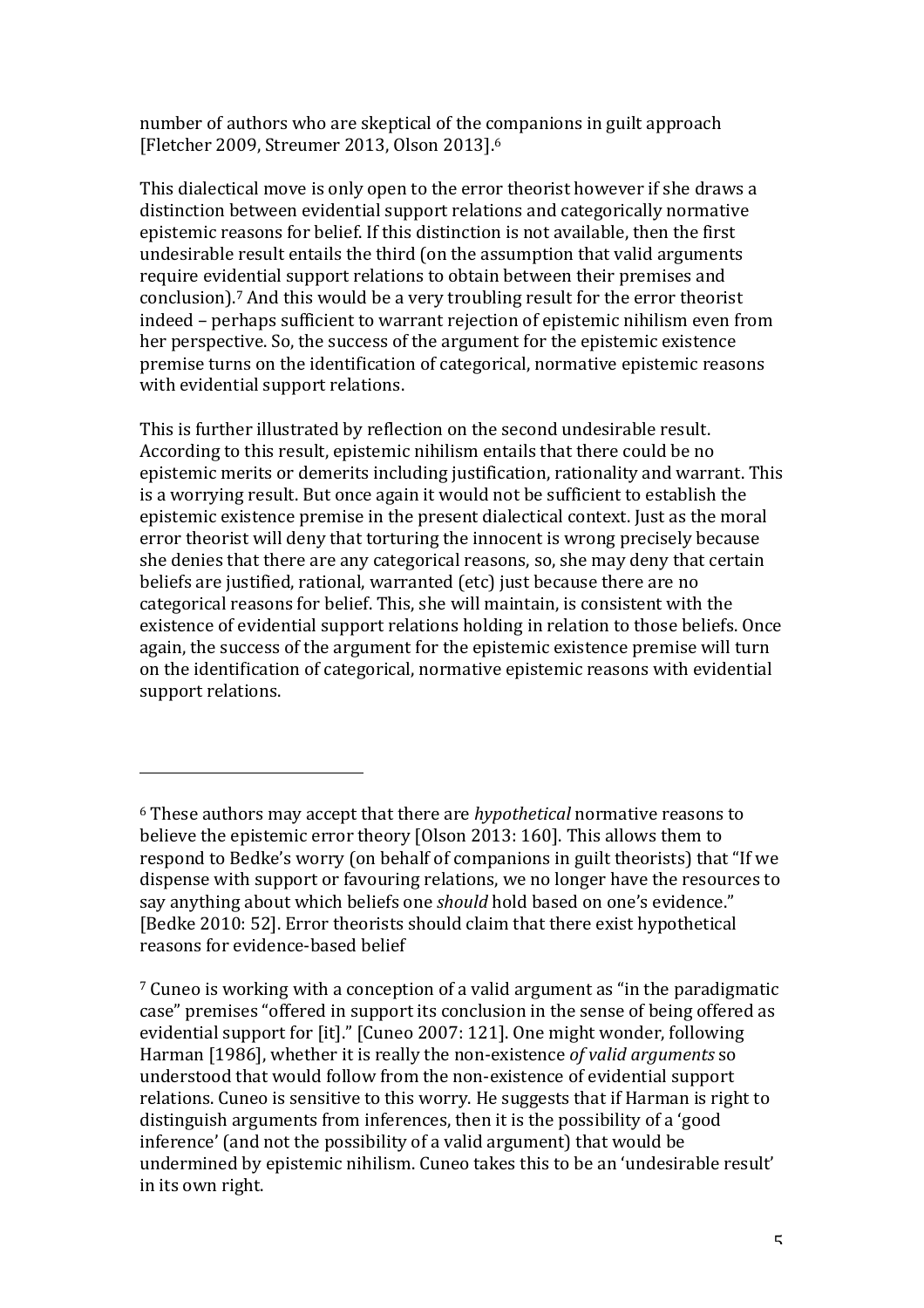number of authors who are skeptical of the companions in guilt approach [Fletcher 2009, Streumer 2013, Olson 2013].[6]

This dialectical move is only open to the error theorist however if she draws a distinction between evidential support relations and categorically normative epistemic reasons for belief. If this distinction is not available, then the first undesirable result entails the third (on the assumption that valid arguments require evidential support relations to obtain between their premises and conclusion).[7] And this would be a very troubling result for the error theorist indeed – perhaps sufficient to warrant rejection of epistemic nihilism even from her perspective. So, the success of the argument for the epistemic existence premise turns on the identification of categorical, normative epistemic reasons with evidential support relations.

This is further illustrated by reflection on the second undesirable result. According to this result, epistemic nihilism entails that there could be no epistemic merits or demerits including justification, rationality and warrant. This is a worrying result. But once again it would not be sufficient to establish the epistemic existence premise in the present dialectical context. Just as the moral error theorist will deny that torturing the innocent is wrong precisely because she denies that there are any categorical reasons, so, she may deny that certain beliefs are justified, rational, warranted (etc) just because there are no categorical reasons for belief. This, she will maintain, is consistent with the existence of evidential support relations holding in relation to those beliefs. Once again, the success of the argument for the epistemic existence premise will turn on the identification of categorical, normative epistemic reasons with evidential support relations.

---

[6] These authors may accept that there are *hypothetical* normative reasons to believe the epistemic error theory [Olson 2013: 160]. This allows them to respond to Bedke's worry (on behalf of companions in guilt theorists) that "If we dispense with support or favouring relations, we no longer have the resources to say anything about which beliefs one *should* hold based on one's evidence." [Bedke 2010: 52]. Error theorists should claim that there exist hypothetical reasons for evidence-based belief

[7] Cuneo is working with a conception of a valid argument as "in the paradigmatic case" premises "offered in support its conclusion in the sense of being offered as evidential support for [it]." [Cuneo 2007: 121]. One might wonder, following Harman [1986], whether it is really the non-existence *of valid arguments* so understood that would follow from the non-existence of evidential support relations. Cuneo is sensitive to this worry. He suggests that if Harman is right to distinguish arguments from inferences, then it is the possibility of a 'good inference' (and not the possibility of a valid argument) that would be undermined by epistemic nihilism. Cuneo takes this to be an 'undesirable result' in its own right.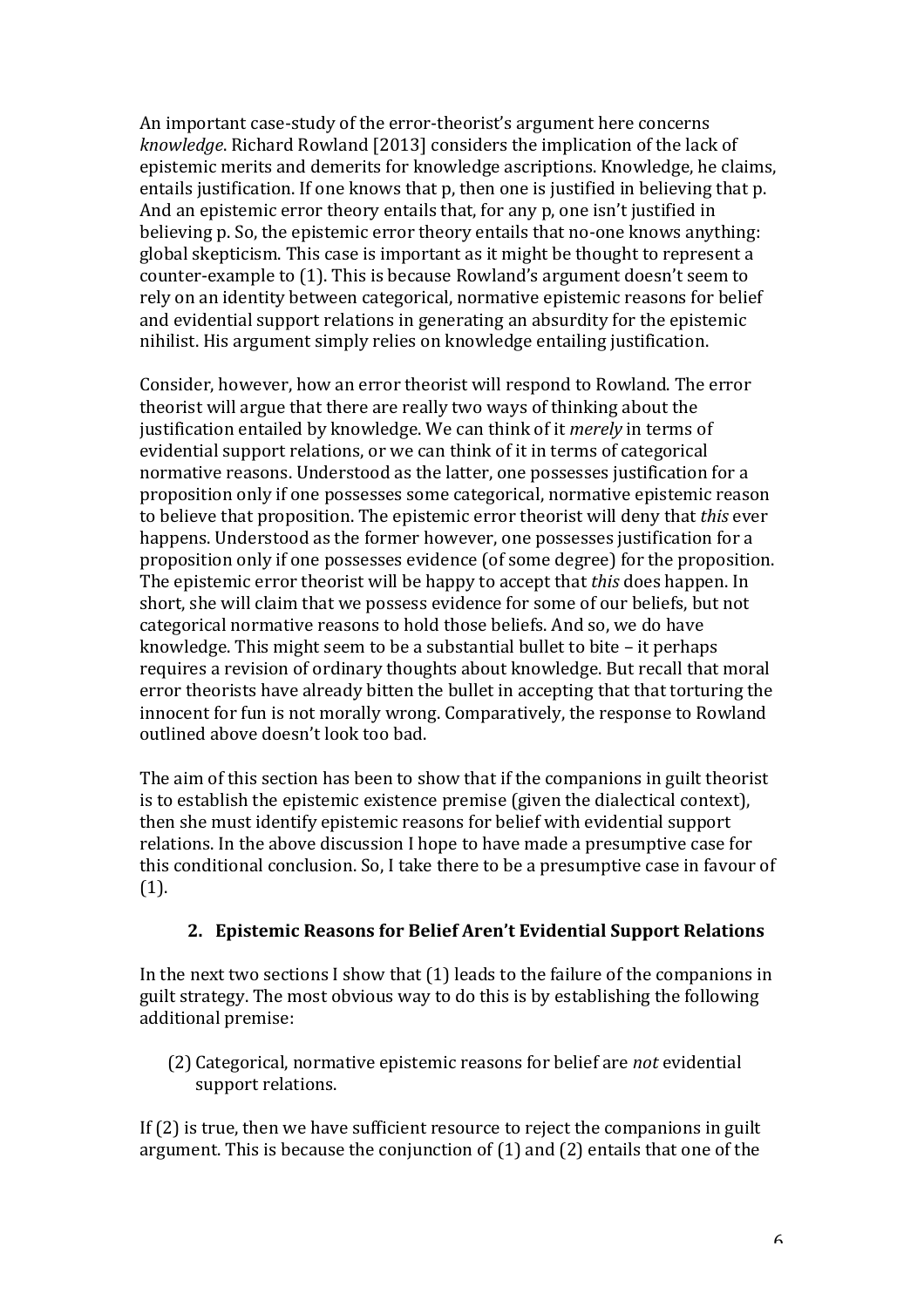An important case-study of the error-theorist's argument here concerns *knowledge*. Richard Rowland [2013] considers the implication of the lack of epistemic merits and demerits for knowledge ascriptions. Knowledge, he claims, entails justification. If one knows that p, then one is justified in believing that p. And an epistemic error theory entails that, for any p, one isn't justified in believing p. So, the epistemic error theory entails that no-one knows anything: global skepticism. This case is important as it might be thought to represent a counter-example to (1). This is because Rowland's argument doesn't seem to rely on an identity between categorical, normative epistemic reasons for belief and evidential support relations in generating an absurdity for the epistemic nihilist. His argument simply relies on knowledge entailing justification.

Consider, however, how an error theorist will respond to Rowland. The error theorist will argue that there are really two ways of thinking about the justification entailed by knowledge. We can think of it *merely* in terms of evidential support relations, or we can think of it in terms of categorical normative reasons. Understood as the latter, one possesses justification for a proposition only if one possesses some categorical, normative epistemic reason to believe that proposition. The epistemic error theorist will deny that *this* ever happens. Understood as the former however, one possesses justification for a proposition only if one possesses evidence (of some degree) for the proposition. The epistemic error theorist will be happy to accept that *this* does happen. In short, she will claim that we possess evidence for some of our beliefs, but not categorical normative reasons to hold those beliefs. And so, we do have knowledge. This might seem to be a substantial bullet to bite – it perhaps requires a revision of ordinary thoughts about knowledge. But recall that moral error theorists have already bitten the bullet in accepting that that torturing the innocent for fun is not morally wrong. Comparatively, the response to Rowland outlined above doesn't look too bad.

The aim of this section has been to show that if the companions in guilt theorist is to establish the epistemic existence premise (given the dialectical context), then she must identify epistemic reasons for belief with evidential support relations. In the above discussion I hope to have made a presumptive case for this conditional conclusion. So, I take there to be a presumptive case in favour of (1).

## 2. Epistemic Reasons for Belief Aren't Evidential Support Relations

In the next two sections I show that (1) leads to the failure of the companions in guilt strategy. The most obvious way to do this is by establishing the following additional premise:

(2) Categorical, normative epistemic reasons for belief are *not* evidential support relations.

If (2) is true, then we have sufficient resource to reject the companions in guilt argument. This is because the conjunction of (1) and (2) entails that one of the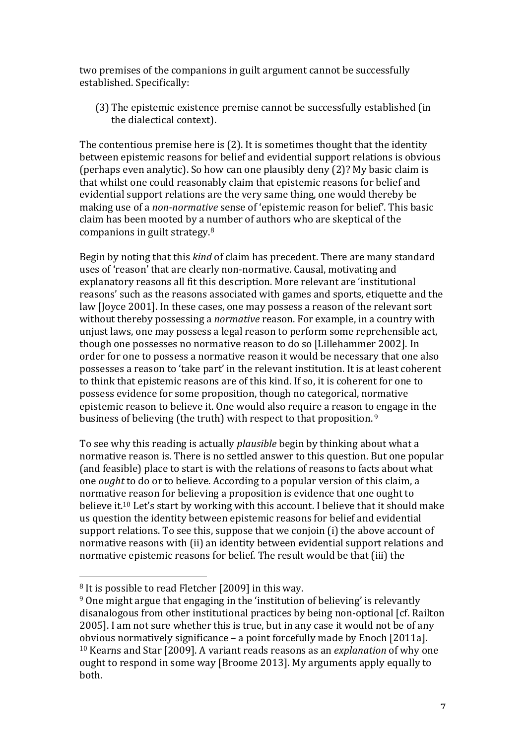two premises of the companions in guilt argument cannot be successfully established. Specifically:

(3) The epistemic existence premise cannot be successfully established (in the dialectical context).

The contentious premise here is (2). It is sometimes thought that the identity between epistemic reasons for belief and evidential support relations is obvious (perhaps even analytic). So how can one plausibly deny (2)? My basic claim is that whilst one could reasonably claim that epistemic reasons for belief and evidential support relations are the very same thing, one would thereby be making use of a *non-normative* sense of 'epistemic reason for belief'. This basic claim has been mooted by a number of authors who are skeptical of the companions in guilt strategy.[8]

Begin by noting that this *kind* of claim has precedent. There are many standard uses of 'reason' that are clearly non-normative. Causal, motivating and explanatory reasons all fit this description. More relevant are 'institutional reasons' such as the reasons associated with games and sports, etiquette and the law [Joyce 2001]. In these cases, one may possess a reason of the relevant sort without thereby possessing a *normative* reason. For example, in a country with unjust laws, one may possess a legal reason to perform some reprehensible act, though one possesses no normative reason to do so [Lillehammer 2002]. In order for one to possess a normative reason it would be necessary that one also possesses a reason to 'take part' in the relevant institution. It is at least coherent to think that epistemic reasons are of this kind. If so, it is coherent for one to possess evidence for some proposition, though no categorical, normative epistemic reason to believe it. One would also require a reason to engage in the business of believing (the truth) with respect to that proposition. [9]

To see why this reading is actually *plausible* begin by thinking about what a normative reason is. There is no settled answer to this question. But one popular (and feasible) place to start is with the relations of reasons to facts about what one *ought* to do or to believe. According to a popular version of this claim, a normative reason for believing a proposition is evidence that one ought to believe it.[10] Let's start by working with this account. I believe that it should make us question the identity between epistemic reasons for belief and evidential support relations. To see this, suppose that we conjoin (i) the above account of normative reasons with (ii) an identity between evidential support relations and normative epistemic reasons for belief. The result would be that (iii) the

---

[8] It is possible to read Fletcher [2009] in this way.

[9] One might argue that engaging in the 'institution of believing' is relevantly disanalogous from other institutional practices by being non-optional [cf. Railton 2005]. I am not sure whether this is true, but in any case it would not be of any obvious normatively significance – a point forcefully made by Enoch [2011a].

[10] Kearns and Star [2009]. A variant reads reasons as an *explanation* of why one ought to respond in some way [Broome 2013]. My arguments apply equally to both.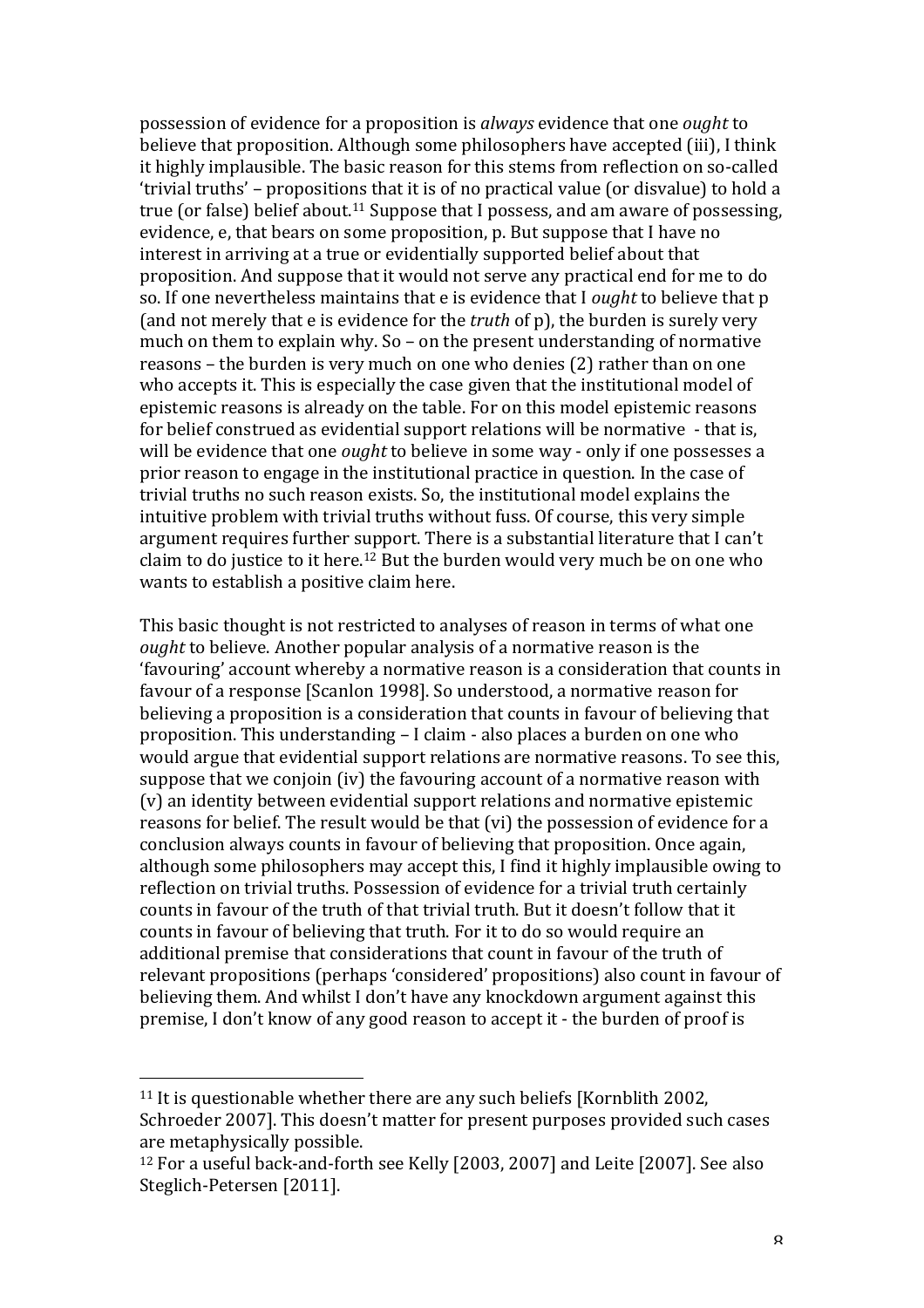possession of evidence for a proposition is *always* evidence that one *ought* to believe that proposition. Although some philosophers have accepted (iii), I think it highly implausible. The basic reason for this stems from reflection on so-called 'trivial truths' – propositions that it is of no practical value (or disvalue) to hold a true (or false) belief about.[11] Suppose that I possess, and am aware of possessing, evidence, e, that bears on some proposition, p. But suppose that I have no interest in arriving at a true or evidentially supported belief about that proposition. And suppose that it would not serve any practical end for me to do so. If one nevertheless maintains that e is evidence that I *ought* to believe that p (and not merely that e is evidence for the *truth* of p), the burden is surely very much on them to explain why. So – on the present understanding of normative reasons – the burden is very much on one who denies (2) rather than on one who accepts it. This is especially the case given that the institutional model of epistemic reasons is already on the table. For on this model epistemic reasons for belief construed as evidential support relations will be normative - that is, will be evidence that one *ought* to believe in some way - only if one possesses a prior reason to engage in the institutional practice in question. In the case of trivial truths no such reason exists. So, the institutional model explains the intuitive problem with trivial truths without fuss. Of course, this very simple argument requires further support. There is a substantial literature that I can't claim to do justice to it here.[12] But the burden would very much be on one who wants to establish a positive claim here.

This basic thought is not restricted to analyses of reason in terms of what one *ought* to believe. Another popular analysis of a normative reason is the 'favouring' account whereby a normative reason is a consideration that counts in favour of a response [Scanlon 1998]. So understood, a normative reason for believing a proposition is a consideration that counts in favour of believing that proposition. This understanding – I claim - also places a burden on one who would argue that evidential support relations are normative reasons. To see this, suppose that we conjoin (iv) the favouring account of a normative reason with (v) an identity between evidential support relations and normative epistemic reasons for belief. The result would be that (vi) the possession of evidence for a conclusion always counts in favour of believing that proposition. Once again, although some philosophers may accept this, I find it highly implausible owing to reflection on trivial truths. Possession of evidence for a trivial truth certainly counts in favour of the truth of that trivial truth. But it doesn't follow that it counts in favour of believing that truth. For it to do so would require an additional premise that considerations that count in favour of the truth of relevant propositions (perhaps 'considered' propositions) also count in favour of believing them. And whilst I don't have any knockdown argument against this premise, I don't know of any good reason to accept it - the burden of proof is

[11] It is questionable whether there are any such beliefs [Kornblith 2002, Schroeder 2007]. This doesn't matter for present purposes provided such cases are metaphysically possible.

[12] For a useful back-and-forth see Kelly [2003, 2007] and Leite [2007]. See also Steglich-Petersen [2011].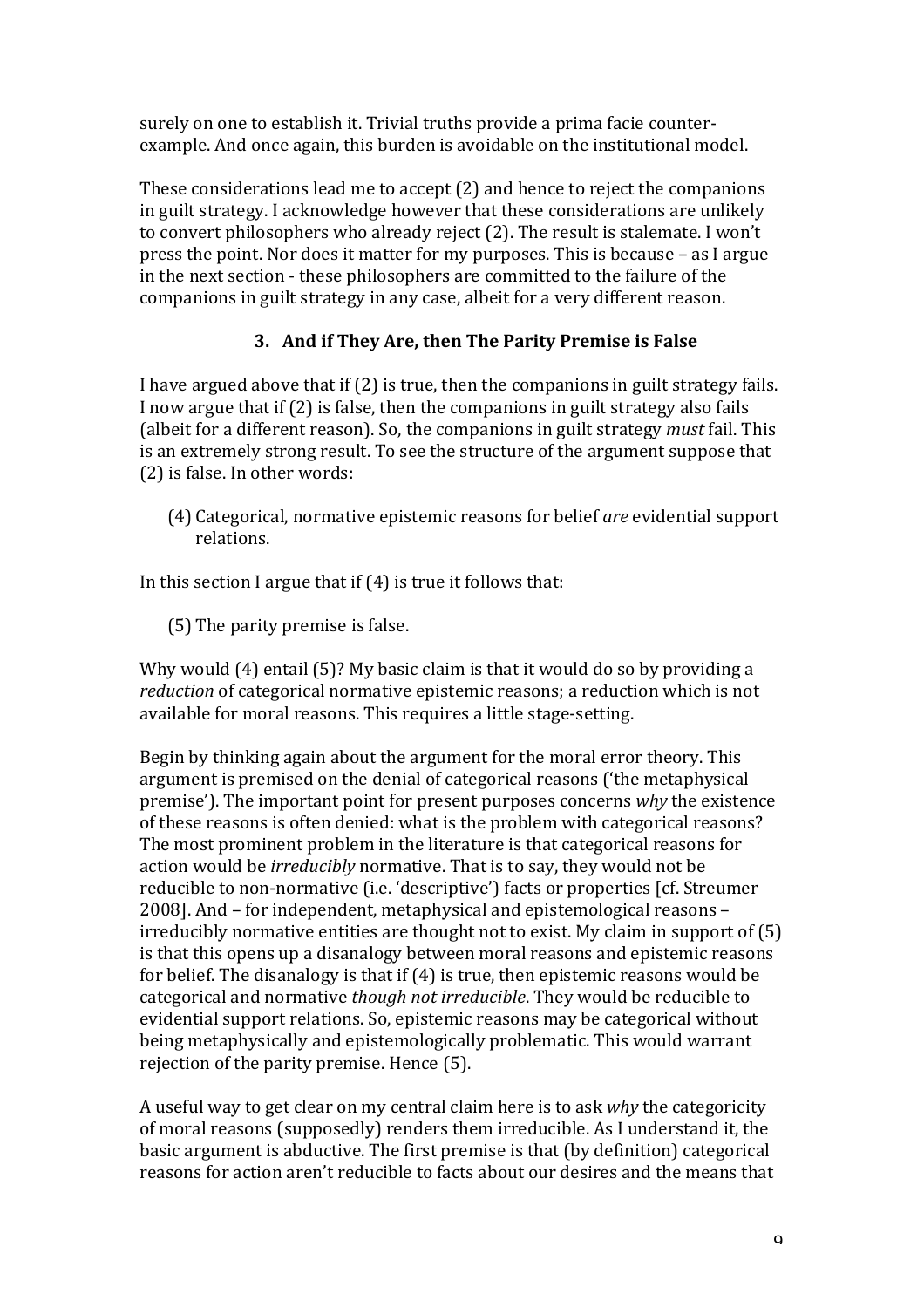surely on one to establish it. Trivial truths provide a prima facie counter-example. And once again, this burden is avoidable on the institutional model.

These considerations lead me to accept (2) and hence to reject the companions in guilt strategy. I acknowledge however that these considerations are unlikely to convert philosophers who already reject (2). The result is stalemate. I won't press the point. Nor does it matter for my purposes. This is because – as I argue in the next section - these philosophers are committed to the failure of the companions in guilt strategy in any case, albeit for a very different reason.

## 3. And if They Are, then The Parity Premise is False

I have argued above that if (2) is true, then the companions in guilt strategy fails. I now argue that if (2) is false, then the companions in guilt strategy also fails (albeit for a different reason). So, the companions in guilt strategy *must* fail. This is an extremely strong result. To see the structure of the argument suppose that (2) is false. In other words:

(4) Categorical, normative epistemic reasons for belief *are* evidential support relations.

In this section I argue that if (4) is true it follows that:

(5) The parity premise is false.

Why would (4) entail (5)? My basic claim is that it would do so by providing a *reduction* of categorical normative epistemic reasons; a reduction which is not available for moral reasons. This requires a little stage-setting.

Begin by thinking again about the argument for the moral error theory. This argument is premised on the denial of categorical reasons ('the metaphysical premise'). The important point for present purposes concerns *why* the existence of these reasons is often denied: what is the problem with categorical reasons? The most prominent problem in the literature is that categorical reasons for action would be *irreducibly* normative. That is to say, they would not be reducible to non-normative (i.e. 'descriptive') facts or properties [cf. Streumer 2008]. And – for independent, metaphysical and epistemological reasons – irreducibly normative entities are thought not to exist. My claim in support of (5) is that this opens up a disanalogy between moral reasons and epistemic reasons for belief. The disanalogy is that if (4) is true, then epistemic reasons would be categorical and normative *though not irreducible*. They would be reducible to evidential support relations. So, epistemic reasons may be categorical without being metaphysically and epistemologically problematic. This would warrant rejection of the parity premise. Hence (5).

A useful way to get clear on my central claim here is to ask *why* the categoricity of moral reasons (supposedly) renders them irreducible. As I understand it, the basic argument is abductive. The first premise is that (by definition) categorical reasons for action aren't reducible to facts about our desires and the means that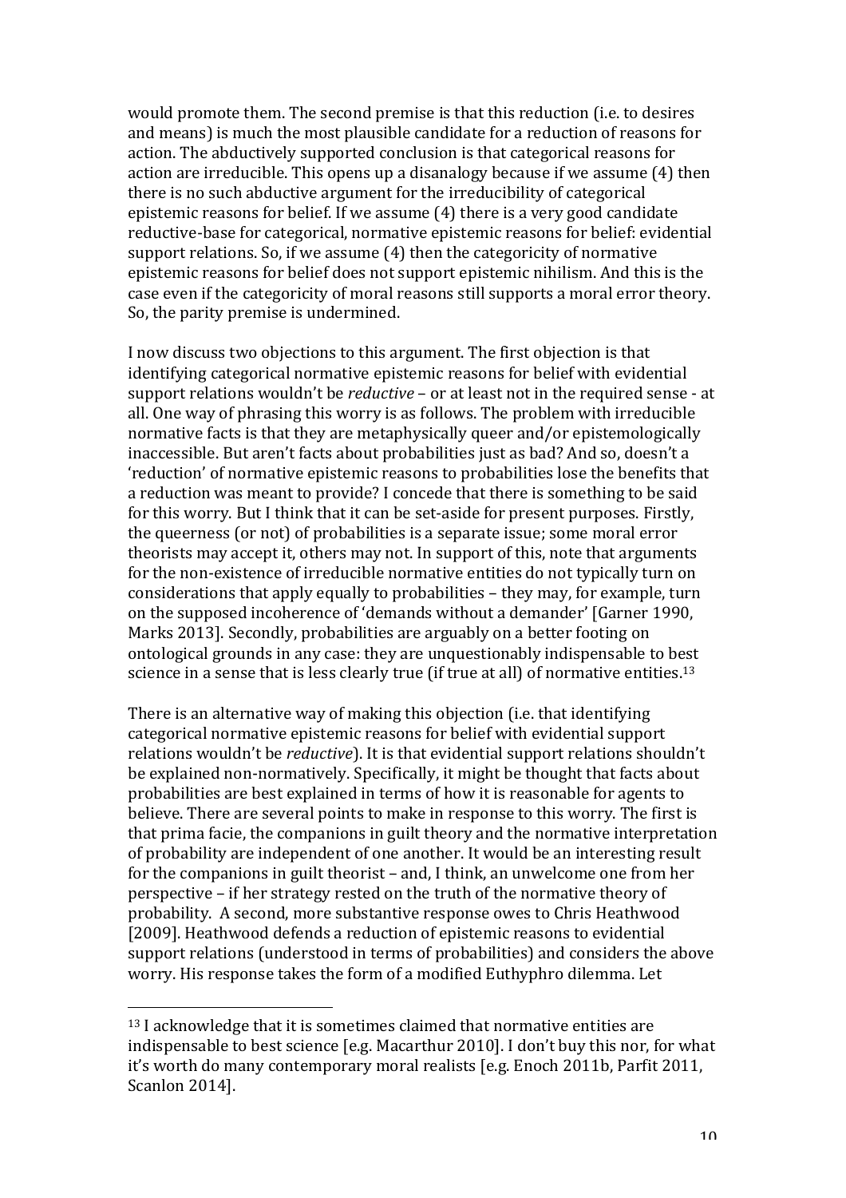would promote them. The second premise is that this reduction (i.e. to desires and means) is much the most plausible candidate for a reduction of reasons for action. The abductively supported conclusion is that categorical reasons for action are irreducible. This opens up a disanalogy because if we assume (4) then there is no such abductive argument for the irreducibility of categorical epistemic reasons for belief. If we assume (4) there is a very good candidate reductive-base for categorical, normative epistemic reasons for belief: evidential support relations. So, if we assume (4) then the categoricity of normative epistemic reasons for belief does not support epistemic nihilism. And this is the case even if the categoricity of moral reasons still supports a moral error theory. So, the parity premise is undermined.

I now discuss two objections to this argument. The first objection is that identifying categorical normative epistemic reasons for belief with evidential support relations wouldn't be *reductive* – or at least not in the required sense - at all. One way of phrasing this worry is as follows. The problem with irreducible normative facts is that they are metaphysically queer and/or epistemologically inaccessible. But aren't facts about probabilities just as bad? And so, doesn't a 'reduction' of normative epistemic reasons to probabilities lose the benefits that a reduction was meant to provide? I concede that there is something to be said for this worry. But I think that it can be set-aside for present purposes. Firstly, the queerness (or not) of probabilities is a separate issue; some moral error theorists may accept it, others may not. In support of this, note that arguments for the non-existence of irreducible normative entities do not typically turn on considerations that apply equally to probabilities – they may, for example, turn on the supposed incoherence of 'demands without a demander' [Garner 1990, Marks 2013]. Secondly, probabilities are arguably on a better footing on ontological grounds in any case: they are unquestionably indispensable to best science in a sense that is less clearly true (if true at all) of normative entities.[13]

There is an alternative way of making this objection (i.e. that identifying categorical normative epistemic reasons for belief with evidential support relations wouldn't be *reductive*). It is that evidential support relations shouldn't be explained non-normatively. Specifically, it might be thought that facts about probabilities are best explained in terms of how it is reasonable for agents to believe. There are several points to make in response to this worry. The first is that prima facie, the companions in guilt theory and the normative interpretation of probability are independent of one another. It would be an interesting result for the companions in guilt theorist – and, I think, an unwelcome one from her perspective – if her strategy rested on the truth of the normative theory of probability. A second, more substantive response owes to Chris Heathwood [2009]. Heathwood defends a reduction of epistemic reasons to evidential support relations (understood in terms of probabilities) and considers the above worry. His response takes the form of a modified Euthyphro dilemma. Let

[13] I acknowledge that it is sometimes claimed that normative entities are indispensable to best science [e.g. Macarthur 2010]. I don't buy this nor, for what it's worth do many contemporary moral realists [e.g. Enoch 2011b, Parfit 2011, Scanlon 2014].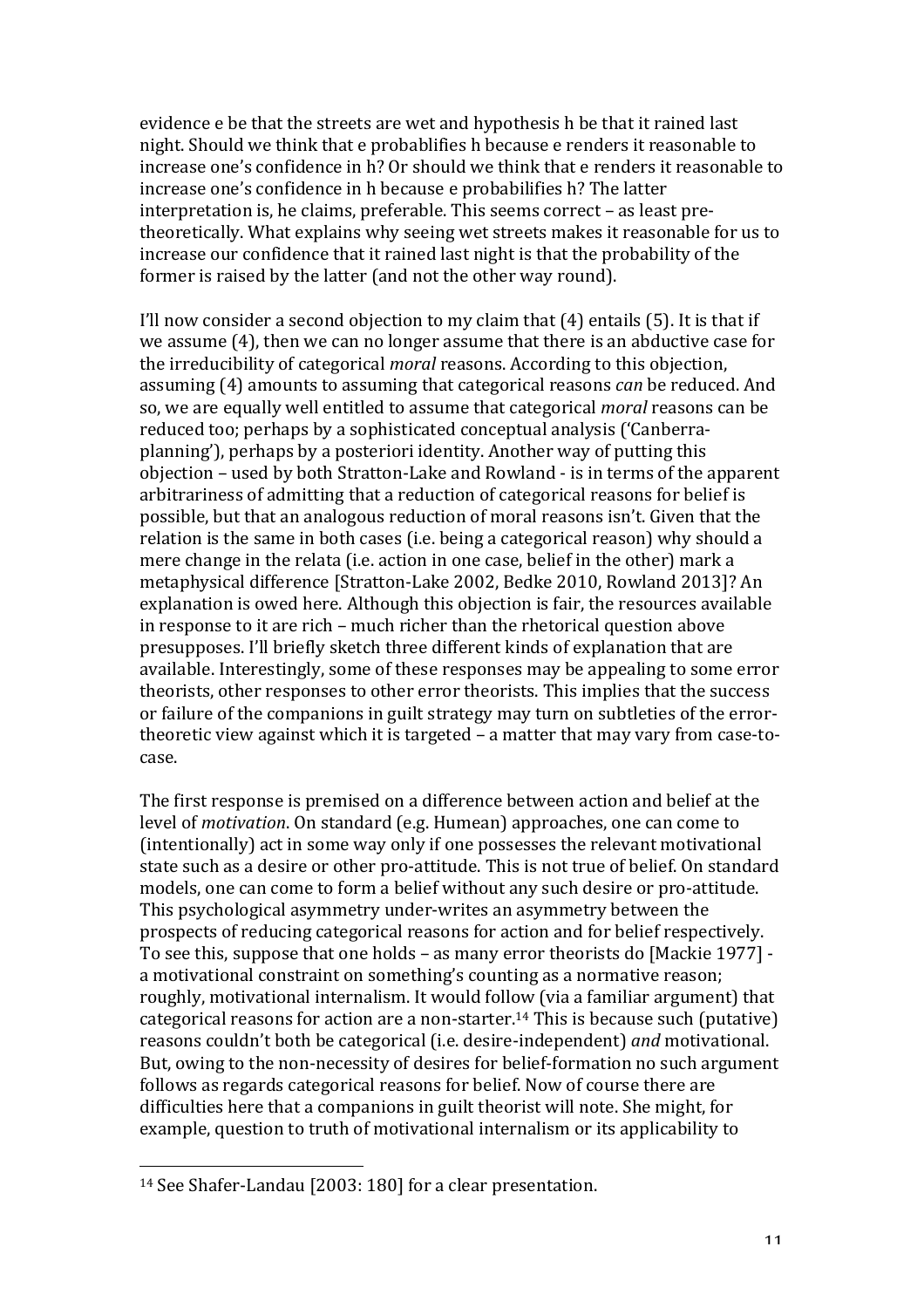evidence e be that the streets are wet and hypothesis h be that it rained last night. Should we think that e probablifies h because e renders it reasonable to increase one's confidence in h? Or should we think that e renders it reasonable to increase one's confidence in h because e probabilifies h? The latter interpretation is, he claims, preferable. This seems correct – as least pre-theoretically. What explains why seeing wet streets makes it reasonable for us to increase our confidence that it rained last night is that the probability of the former is raised by the latter (and not the other way round).

I'll now consider a second objection to my claim that (4) entails (5). It is that if we assume (4), then we can no longer assume that there is an abductive case for the irreducibility of categorical *moral* reasons. According to this objection, assuming (4) amounts to assuming that categorical reasons *can* be reduced. And so, we are equally well entitled to assume that categorical *moral* reasons can be reduced too; perhaps by a sophisticated conceptual analysis ('Canberra-planning'), perhaps by a posteriori identity. Another way of putting this objection – used by both Stratton-Lake and Rowland - is in terms of the apparent arbitrariness of admitting that a reduction of categorical reasons for belief is possible, but that an analogous reduction of moral reasons isn't. Given that the relation is the same in both cases (i.e. being a categorical reason) why should a mere change in the relata (i.e. action in one case, belief in the other) mark a metaphysical difference [Stratton-Lake 2002, Bedke 2010, Rowland 2013]? An explanation is owed here. Although this objection is fair, the resources available in response to it are rich – much richer than the rhetorical question above presupposes. I'll briefly sketch three different kinds of explanation that are available. Interestingly, some of these responses may be appealing to some error theorists, other responses to other error theorists. This implies that the success or failure of the companions in guilt strategy may turn on subtleties of the error-theoretic view against which it is targeted – a matter that may vary from case-to-case.

The first response is premised on a difference between action and belief at the level of *motivation*. On standard (e.g. Humean) approaches, one can come to (intentionally) act in some way only if one possesses the relevant motivational state such as a desire or other pro-attitude. This is not true of belief. On standard models, one can come to form a belief without any such desire or pro-attitude. This psychological asymmetry under-writes an asymmetry between the prospects of reducing categorical reasons for action and for belief respectively. To see this, suppose that one holds – as many error theorists do [Mackie 1977] - a motivational constraint on something's counting as a normative reason; roughly, motivational internalism. It would follow (via a familiar argument) that categorical reasons for action are a non-starter.[14] This is because such (putative) reasons couldn't both be categorical (i.e. desire-independent) *and* motivational. But, owing to the non-necessity of desires for belief-formation no such argument follows as regards categorical reasons for belief. Now of course there are difficulties here that a companions in guilt theorist will note. She might, for example, question to truth of motivational internalism or its applicability to

---

[14] See Shafer-Landau [2003: 180] for a clear presentation.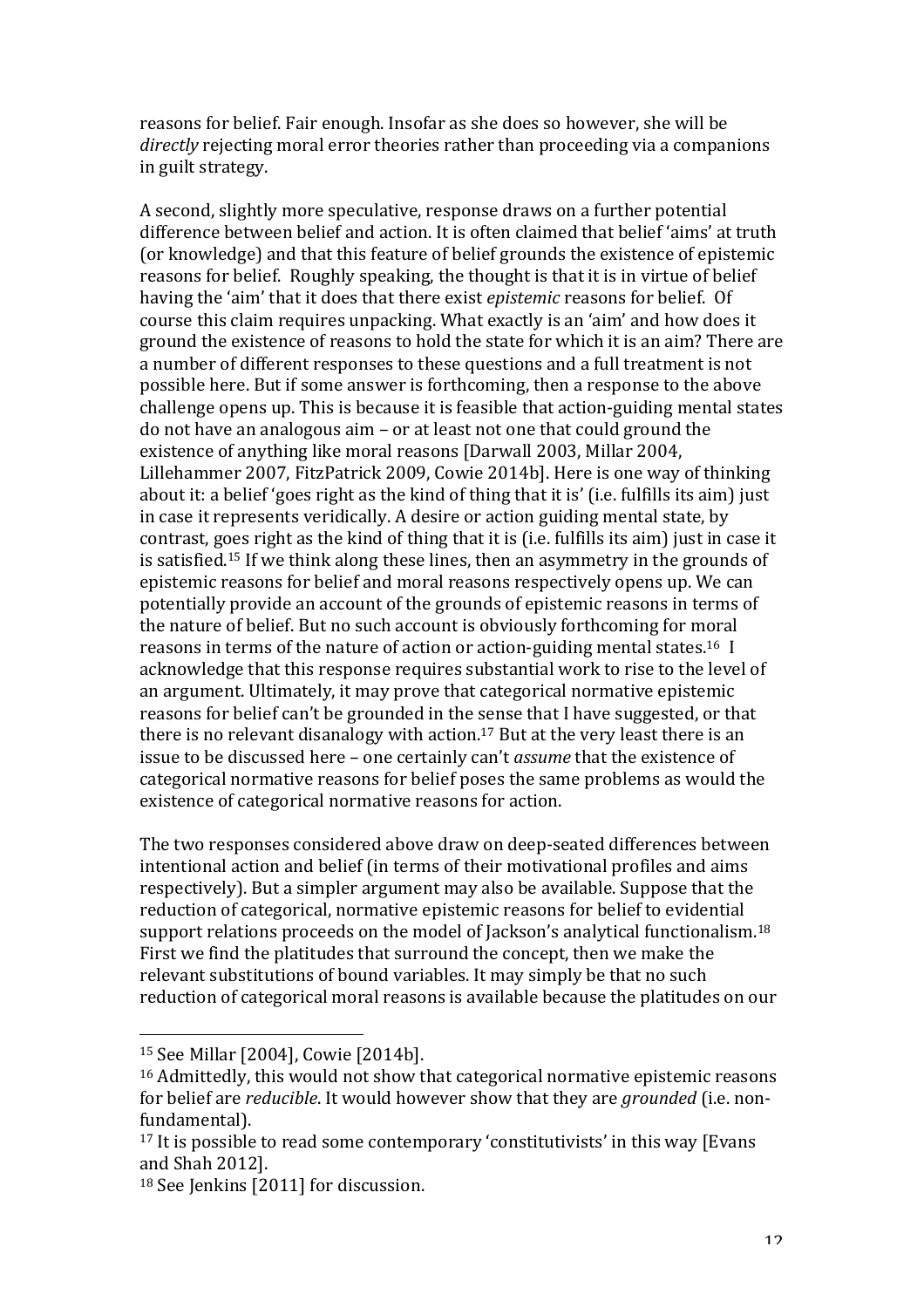reasons for belief. Fair enough. Insofar as she does so however, she will be *directly* rejecting moral error theories rather than proceeding via a companions in guilt strategy.

A second, slightly more speculative, response draws on a further potential difference between belief and action. It is often claimed that belief 'aims' at truth (or knowledge) and that this feature of belief grounds the existence of epistemic reasons for belief. Roughly speaking, the thought is that it is in virtue of belief having the 'aim' that it does that there exist *epistemic* reasons for belief. Of course this claim requires unpacking. What exactly is an 'aim' and how does it ground the existence of reasons to hold the state for which it is an aim? There are a number of different responses to these questions and a full treatment is not possible here. But if some answer is forthcoming, then a response to the above challenge opens up. This is because it is feasible that action-guiding mental states do not have an analogous aim – or at least not one that could ground the existence of anything like moral reasons [Darwall 2003, Millar 2004, Lillehammer 2007, FitzPatrick 2009, Cowie 2014b]. Here is one way of thinking about it: a belief 'goes right as the kind of thing that it is' (i.e. fulfills its aim) just in case it represents veridically. A desire or action guiding mental state, by contrast, goes right as the kind of thing that it is (i.e. fulfills its aim) just in case it is satisfied.[15] If we think along these lines, then an asymmetry in the grounds of epistemic reasons for belief and moral reasons respectively opens up. We can potentially provide an account of the grounds of epistemic reasons in terms of the nature of belief. But no such account is obviously forthcoming for moral reasons in terms of the nature of action or action-guiding mental states.[16] I acknowledge that this response requires substantial work to rise to the level of an argument. Ultimately, it may prove that categorical normative epistemic reasons for belief can't be grounded in the sense that I have suggested, or that there is no relevant disanalogy with action.[17] But at the very least there is an issue to be discussed here – one certainly can't *assume* that the existence of categorical normative reasons for belief poses the same problems as would the existence of categorical normative reasons for action.

The two responses considered above draw on deep-seated differences between intentional action and belief (in terms of their motivational profiles and aims respectively). But a simpler argument may also be available. Suppose that the reduction of categorical, normative epistemic reasons for belief to evidential support relations proceeds on the model of Jackson's analytical functionalism.[18] First we find the platitudes that surround the concept, then we make the relevant substitutions of bound variables. It may simply be that no such reduction of categorical moral reasons is available because the platitudes on our

[15] See Millar [2004], Cowie [2014b].

[16] Admittedly, this would not show that categorical normative epistemic reasons for belief are *reducible*. It would however show that they are *grounded* (i.e. non-fundamental).

[17] It is possible to read some contemporary 'constitutivists' in this way [Evans and Shah 2012].

[18] See Jenkins [2011] for discussion.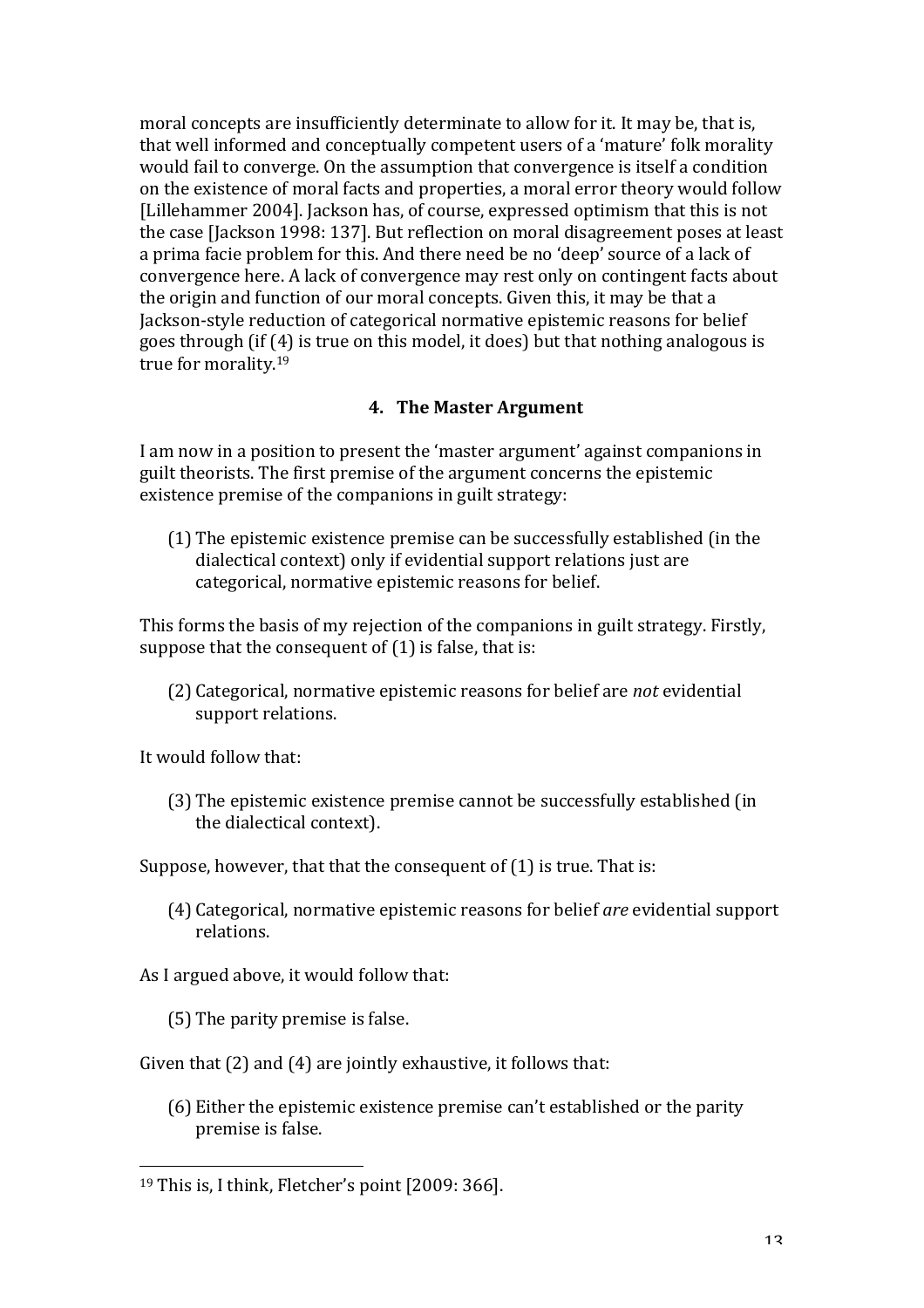moral concepts are insufficiently determinate to allow for it. It may be, that is, that well informed and conceptually competent users of a 'mature' folk morality would fail to converge. On the assumption that convergence is itself a condition on the existence of moral facts and properties, a moral error theory would follow [Lillehammer 2004]. Jackson has, of course, expressed optimism that this is not the case [Jackson 1998: 137]. But reflection on moral disagreement poses at least a prima facie problem for this. And there need be no 'deep' source of a lack of convergence here. A lack of convergence may rest only on contingent facts about the origin and function of our moral concepts. Given this, it may be that a Jackson-style reduction of categorical normative epistemic reasons for belief goes through (if (4) is true on this model, it does) but that nothing analogous is true for morality.[19]

## 4. The Master Argument

I am now in a position to present the 'master argument' against companions in guilt theorists. The first premise of the argument concerns the epistemic existence premise of the companions in guilt strategy:

> (1) The epistemic existence premise can be successfully established (in the dialectical context) only if evidential support relations just are categorical, normative epistemic reasons for belief.

This forms the basis of my rejection of the companions in guilt strategy. Firstly, suppose that the consequent of (1) is false, that is:

> (2) Categorical, normative epistemic reasons for belief are *not* evidential support relations.

It would follow that:

> (3) The epistemic existence premise cannot be successfully established (in the dialectical context).

Suppose, however, that that the consequent of (1) is true. That is:

> (4) Categorical, normative epistemic reasons for belief *are* evidential support relations.

As I argued above, it would follow that:

> (5) The parity premise is false.

Given that (2) and (4) are jointly exhaustive, it follows that:

> (6) Either the epistemic existence premise can't established or the parity premise is false.

---

[19] This is, I think, Fletcher's point [2009: 366].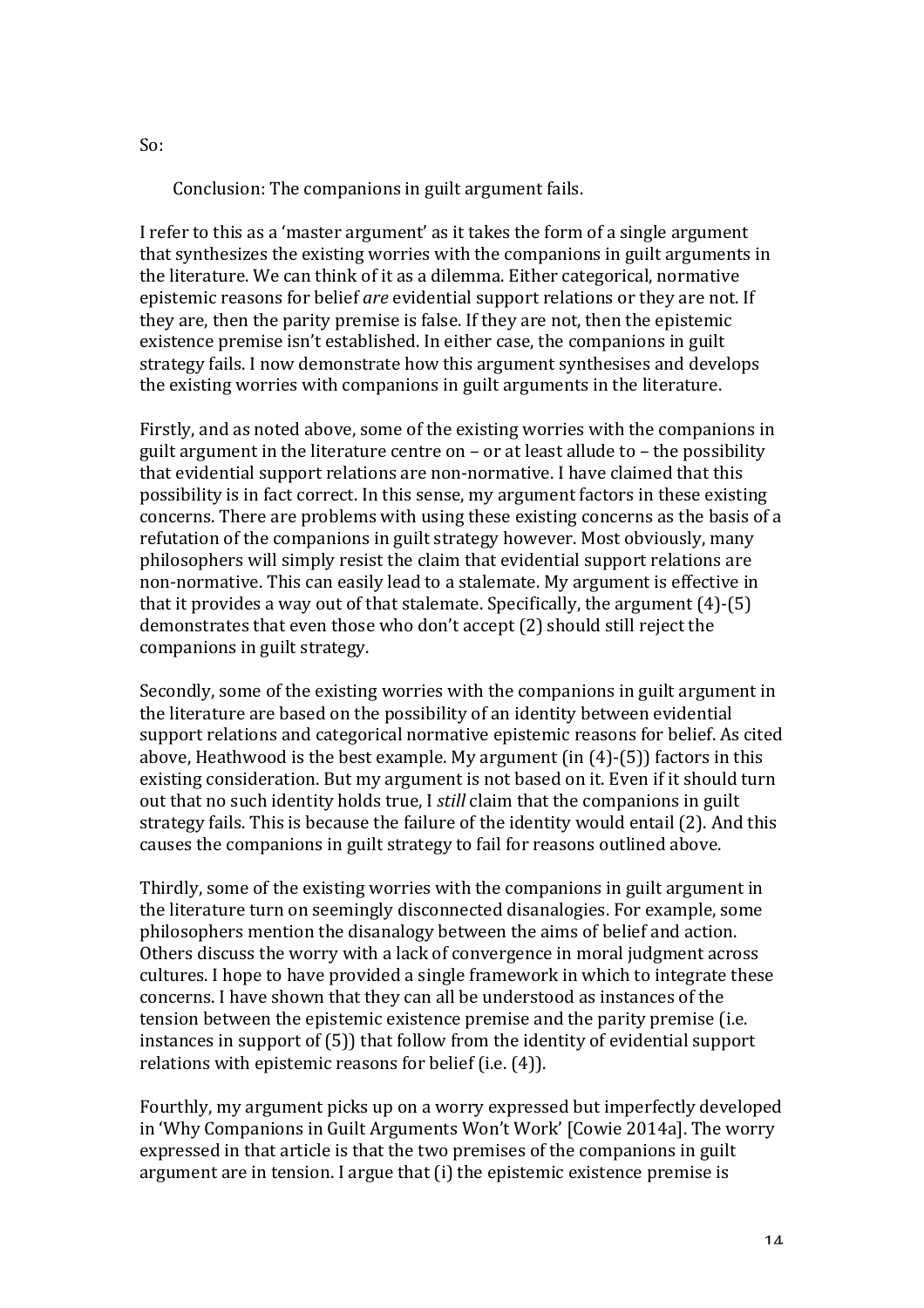So:

Conclusion: The companions in guilt argument fails.

I refer to this as a 'master argument' as it takes the form of a single argument that synthesizes the existing worries with the companions in guilt arguments in the literature. We can think of it as a dilemma. Either categorical, normative epistemic reasons for belief *are* evidential support relations or they are not. If they are, then the parity premise is false. If they are not, then the epistemic existence premise isn't established. In either case, the companions in guilt strategy fails. I now demonstrate how this argument synthesises and develops the existing worries with companions in guilt arguments in the literature.

Firstly, and as noted above, some of the existing worries with the companions in guilt argument in the literature centre on – or at least allude to – the possibility that evidential support relations are non-normative. I have claimed that this possibility is in fact correct. In this sense, my argument factors in these existing concerns. There are problems with using these existing concerns as the basis of a refutation of the companions in guilt strategy however. Most obviously, many philosophers will simply resist the claim that evidential support relations are non-normative. This can easily lead to a stalemate. My argument is effective in that it provides a way out of that stalemate. Specifically, the argument (4)-(5) demonstrates that even those who don't accept (2) should still reject the companions in guilt strategy.

Secondly, some of the existing worries with the companions in guilt argument in the literature are based on the possibility of an identity between evidential support relations and categorical normative epistemic reasons for belief. As cited above, Heathwood is the best example. My argument (in (4)-(5)) factors in this existing consideration. But my argument is not based on it. Even if it should turn out that no such identity holds true, I *still* claim that the companions in guilt strategy fails. This is because the failure of the identity would entail (2). And this causes the companions in guilt strategy to fail for reasons outlined above.

Thirdly, some of the existing worries with the companions in guilt argument in the literature turn on seemingly disconnected disanalogies. For example, some philosophers mention the disanalogy between the aims of belief and action. Others discuss the worry with a lack of convergence in moral judgment across cultures. I hope to have provided a single framework in which to integrate these concerns. I have shown that they can all be understood as instances of the tension between the epistemic existence premise and the parity premise (i.e. instances in support of (5)) that follow from the identity of evidential support relations with epistemic reasons for belief (i.e. (4)).

Fourthly, my argument picks up on a worry expressed but imperfectly developed in 'Why Companions in Guilt Arguments Won't Work' [Cowie 2014a]. The worry expressed in that article is that the two premises of the companions in guilt argument are in tension. I argue that (i) the epistemic existence premise is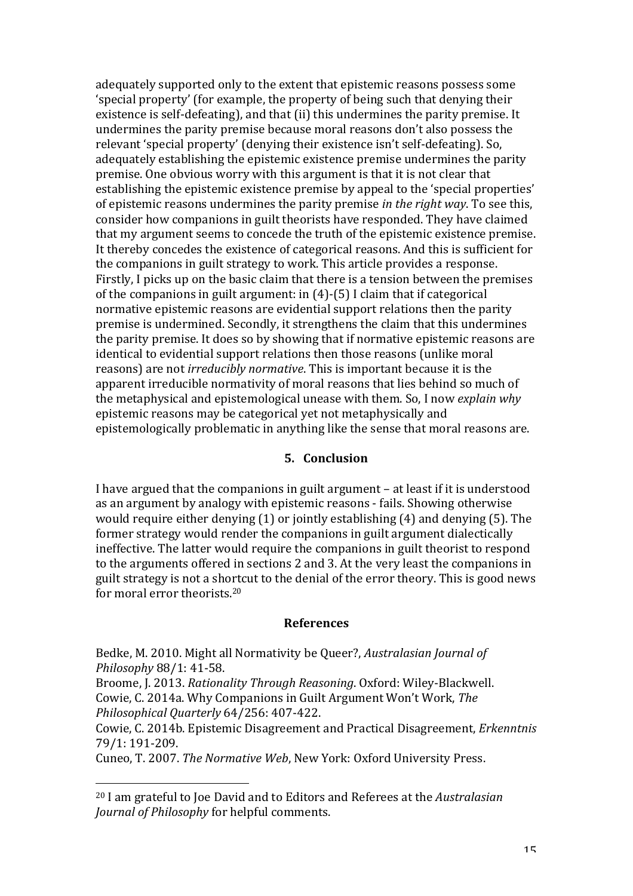adequately supported only to the extent that epistemic reasons possess some 'special property' (for example, the property of being such that denying their existence is self-defeating), and that (ii) this undermines the parity premise. It undermines the parity premise because moral reasons don't also possess the relevant 'special property' (denying their existence isn't self-defeating). So, adequately establishing the epistemic existence premise undermines the parity premise. One obvious worry with this argument is that it is not clear that establishing the epistemic existence premise by appeal to the 'special properties' of epistemic reasons undermines the parity premise *in the right way*. To see this, consider how companions in guilt theorists have responded. They have claimed that my argument seems to concede the truth of the epistemic existence premise. It thereby concedes the existence of categorical reasons. And this is sufficient for the companions in guilt strategy to work. This article provides a response. Firstly, I picks up on the basic claim that there is a tension between the premises of the companions in guilt argument: in (4)-(5) I claim that if categorical normative epistemic reasons are evidential support relations then the parity premise is undermined. Secondly, it strengthens the claim that this undermines the parity premise. It does so by showing that if normative epistemic reasons are identical to evidential support relations then those reasons (unlike moral reasons) are not *irreducibly normative*. This is important because it is the apparent irreducible normativity of moral reasons that lies behind so much of the metaphysical and epistemological unease with them. So, I now *explain why* epistemic reasons may be categorical yet not metaphysically and epistemologically problematic in anything like the sense that moral reasons are.

## 5. Conclusion

I have argued that the companions in guilt argument – at least if it is understood as an argument by analogy with epistemic reasons - fails. Showing otherwise would require either denying (1) or jointly establishing (4) and denying (5). The former strategy would render the companions in guilt argument dialectically ineffective. The latter would require the companions in guilt theorist to respond to the arguments offered in sections 2 and 3. At the very least the companions in guilt strategy is not a shortcut to the denial of the error theory. This is good news for moral error theorists.[20]

## References

Bedke, M. 2010. Might all Normativity be Queer?, *Australasian Journal of Philosophy* 88/1: 41-58.

Broome, J. 2013. *Rationality Through Reasoning*. Oxford: Wiley-Blackwell.

Cowie, C. 2014a. Why Companions in Guilt Argument Won't Work, *The Philosophical Quarterly* 64/256: 407-422.

Cowie, C. 2014b. Epistemic Disagreement and Practical Disagreement, *Erkenntnis* 79/1: 191-209.

Cuneo, T. 2007. *The Normative Web*, New York: Oxford University Press.

---

[20] I am grateful to Joe David and to Editors and Referees at the *Australasian Journal of Philosophy* for helpful comments.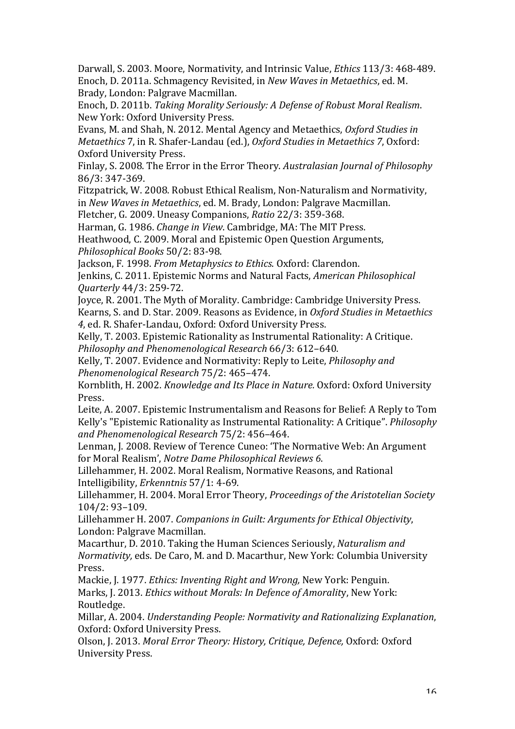Darwall, S. 2003. Moore, Normativity, and Intrinsic Value, *Ethics* 113/3: 468-489.

Enoch, D. 2011a. Schmagency Revisited, in *New Waves in Metaethics*, ed. M. Brady, London: Palgrave Macmillan.

Enoch, D. 2011b. *Taking Morality Seriously: A Defense of Robust Moral Realism*. New York: Oxford University Press.

Evans, M. and Shah, N. 2012. Mental Agency and Metaethics, *Oxford Studies in Metaethics* 7, in R. Shafer-Landau (ed.), *Oxford Studies in Metaethics 7*, Oxford: Oxford University Press.

Finlay, S. 2008. The Error in the Error Theory. *Australasian Journal of Philosophy* 86/3: 347-369.

Fitzpatrick, W. 2008. Robust Ethical Realism, Non-Naturalism and Normativity, in *New Waves in Metaethics*, ed. M. Brady, London: Palgrave Macmillan.

Fletcher, G. 2009. Uneasy Companions, *Ratio* 22/3: 359-368.

Harman, G. 1986. *Change in View*. Cambridge, MA: The MIT Press.

Heathwood, C. 2009. Moral and Epistemic Open Question Arguments, *Philosophical Books* 50/2: 83-98.

Jackson, F. 1998. *From Metaphysics to Ethics*. Oxford: Clarendon.

Jenkins, C. 2011. Epistemic Norms and Natural Facts, *American Philosophical Quarterly* 44/3: 259-72.

Joyce, R. 2001. The Myth of Morality. Cambridge: Cambridge University Press.

Kearns, S. and D. Star. 2009. Reasons as Evidence, in *Oxford Studies in Metaethics 4*, ed. R. Shafer-Landau, Oxford: Oxford University Press.

Kelly, T. 2003. Epistemic Rationality as Instrumental Rationality: A Critique. *Philosophy and Phenomenological Research* 66/3: 612–640.

Kelly, T. 2007. Evidence and Normativity: Reply to Leite, *Philosophy and Phenomenological Research* 75/2: 465–474.

Kornblith, H. 2002. *Knowledge and Its Place in Nature.* Oxford: Oxford University Press.

Leite, A. 2007. Epistemic Instrumentalism and Reasons for Belief: A Reply to Tom Kelly's "Epistemic Rationality as Instrumental Rationality: A Critique". *Philosophy and Phenomenological Research* 75/2: 456–464.

Lenman, J. 2008. Review of Terence Cuneo: 'The Normative Web: An Argument for Moral Realism', *Notre Dame Philosophical Reviews 6*.

Lillehammer, H. 2002. Moral Realism, Normative Reasons, and Rational Intelligibility, *Erkenntnis* 57/1: 4-69.

Lillehammer, H. 2004. Moral Error Theory, *Proceedings of the Aristotelian Society* 104/2: 93–109.

Lillehammer H. 2007. *Companions in Guilt: Arguments for Ethical Objectivity*, London: Palgrave Macmillan.

Macarthur, D. 2010. Taking the Human Sciences Seriously, *Naturalism and Normativity,* eds. De Caro, M. and D. Macarthur, New York: Columbia University Press.

Mackie, J. 1977. *Ethics: Inventing Right and Wrong,* New York: Penguin.

Marks, J. 2013. *Ethics without Morals: In Defence of Amorality*, New York: Routledge.

Millar, A. 2004. *Understanding People: Normativity and Rationalizing Explanation*, Oxford: Oxford University Press.

Olson, J. 2013. *Moral Error Theory: History, Critique, Defence,* Oxford: Oxford University Press.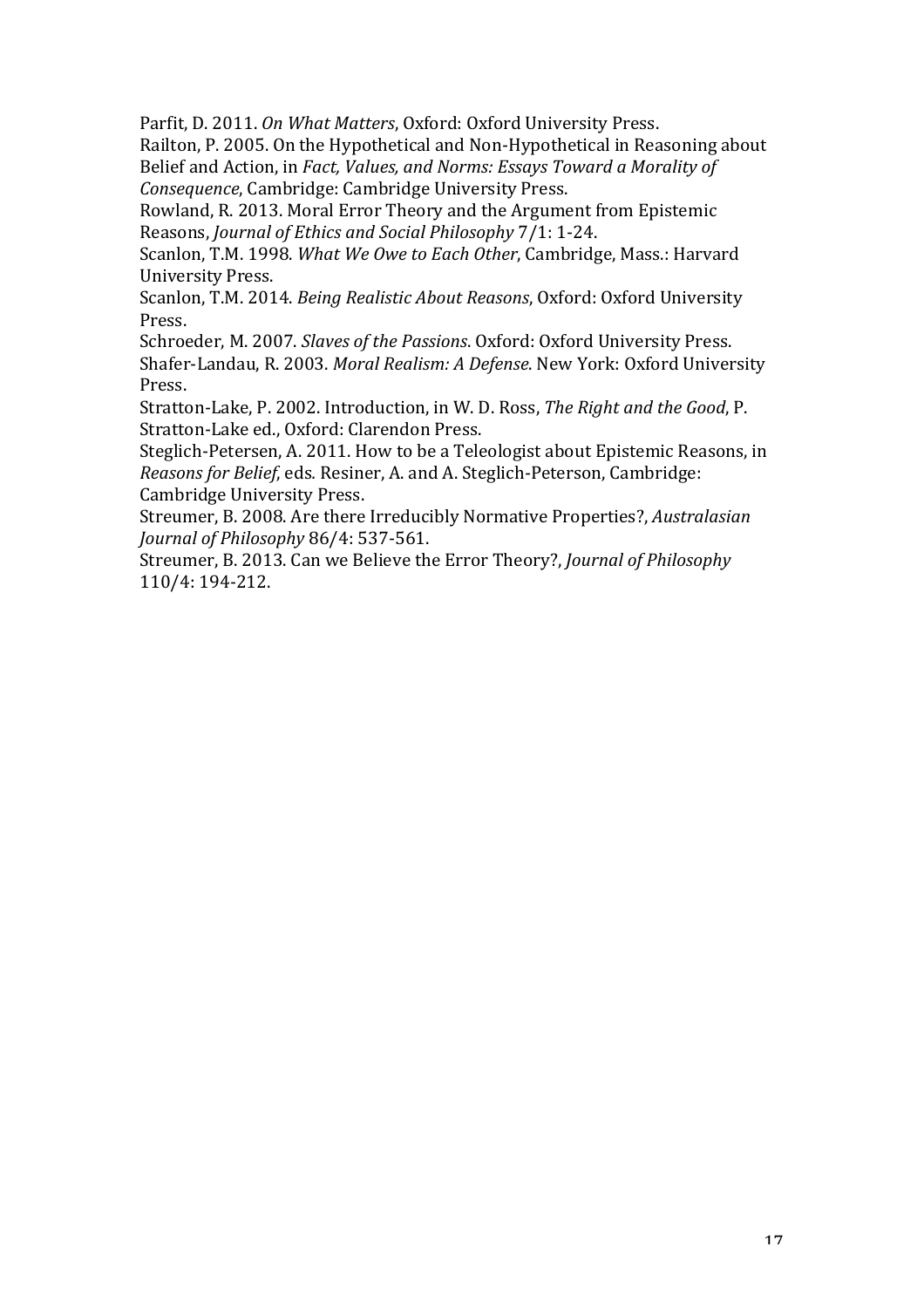Parfit, D. 2011. *On What Matters*, Oxford: Oxford University Press.

Railton, P. 2005. On the Hypothetical and Non-Hypothetical in Reasoning about Belief and Action, in *Fact, Values, and Norms: Essays Toward a Morality of Consequence*, Cambridge: Cambridge University Press.

Rowland, R. 2013. Moral Error Theory and the Argument from Epistemic Reasons, *Journal of Ethics and Social Philosophy* 7/1: 1-24.

Scanlon, T.M. 1998. *What We Owe to Each Other*, Cambridge, Mass.: Harvard University Press.

Scanlon, T.M. 2014. *Being Realistic About Reasons*, Oxford: Oxford University Press.

Schroeder, M. 2007. *Slaves of the Passions*. Oxford: Oxford University Press.

Shafer-Landau, R. 2003. *Moral Realism: A Defense*. New York: Oxford University Press.

Stratton-Lake, P. 2002. Introduction, in W. D. Ross, *The Right and the Good*, P. Stratton-Lake ed., Oxford: Clarendon Press.

Steglich-Petersen, A. 2011. How to be a Teleologist about Epistemic Reasons, in *Reasons for Belief*, eds. Resiner, A. and A. Steglich-Peterson, Cambridge: Cambridge University Press.

Streumer, B. 2008. Are there Irreducibly Normative Properties?, *Australasian Journal of Philosophy* 86/4: 537-561.

Streumer, B. 2013. Can we Believe the Error Theory?, *Journal of Philosophy* 110/4: 194-212.